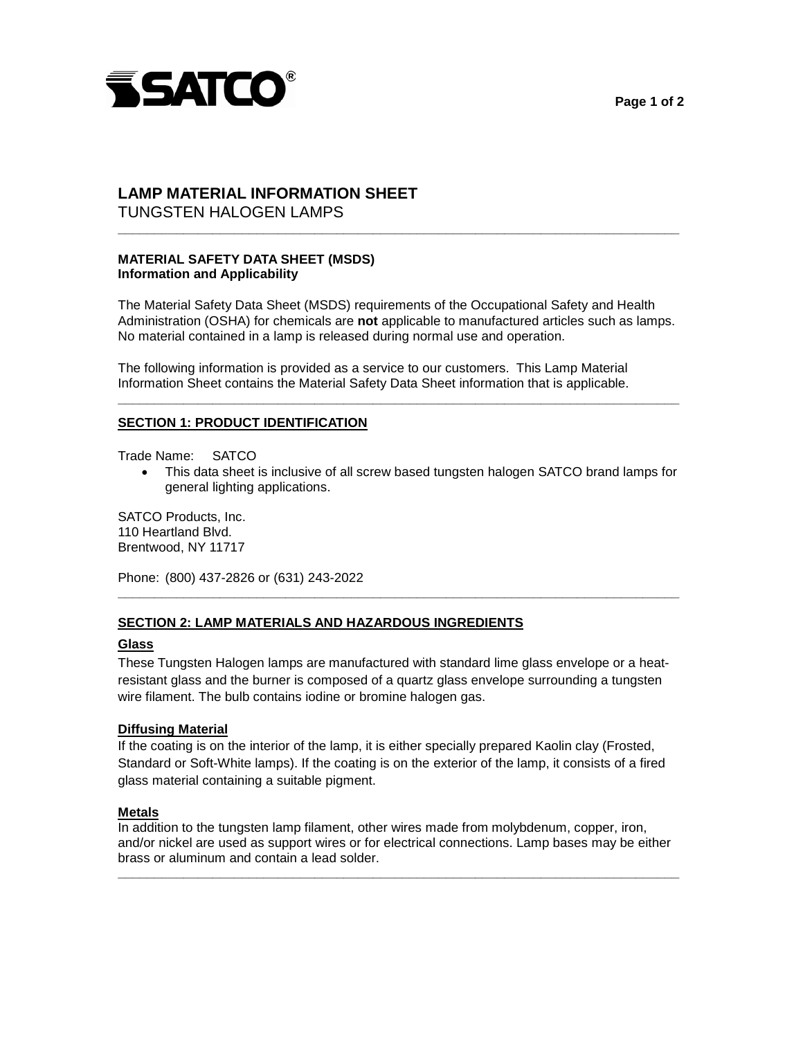# LAMP MATERIAL INFORMATION SHEET

TUNGSTEN HALOGEN LAMPS

---

**MATERIAL SAFETY DATA SHEET (MSDS)**
**Information and Applicability**

The Material Safety Data Sheet (MSDS) requirements of the Occupational Safety and Health Administration (OSHA) for chemicals are **not** applicable to manufactured articles such as lamps. No material contained in a lamp is released during normal use and operation.

The following information is provided as a service to our customers. This Lamp Material Information Sheet contains the Material Safety Data Sheet information that is applicable.

---

## SECTION 1: PRODUCT IDENTIFICATION

Trade Name: SATCO

- This data sheet is inclusive of all screw based tungsten halogen SATCO brand lamps for general lighting applications.

SATCO Products, Inc.
110 Heartland Blvd.
Brentwood, NY 11717

Phone: (800) 437-2826 or (631) 243-2022

---

## SECTION 2: LAMP MATERIALS AND HAZARDOUS INGREDIENTS

### Glass

These Tungsten Halogen lamps are manufactured with standard lime glass envelope or a heat-resistant glass and the burner is composed of a quartz glass envelope surrounding a tungsten wire filament. The bulb contains iodine or bromine halogen gas.

### Diffusing Material

If the coating is on the interior of the lamp, it is either specially prepared Kaolin clay (Frosted, Standard or Soft-White lamps). If the coating is on the exterior of the lamp, it consists of a fired glass material containing a suitable pigment.

### Metals

In addition to the tungsten lamp filament, other wires made from molybdenum, copper, iron, and/or nickel are used as support wires or for electrical connections. Lamp bases may be either brass or aluminum and contain a lead solder.

---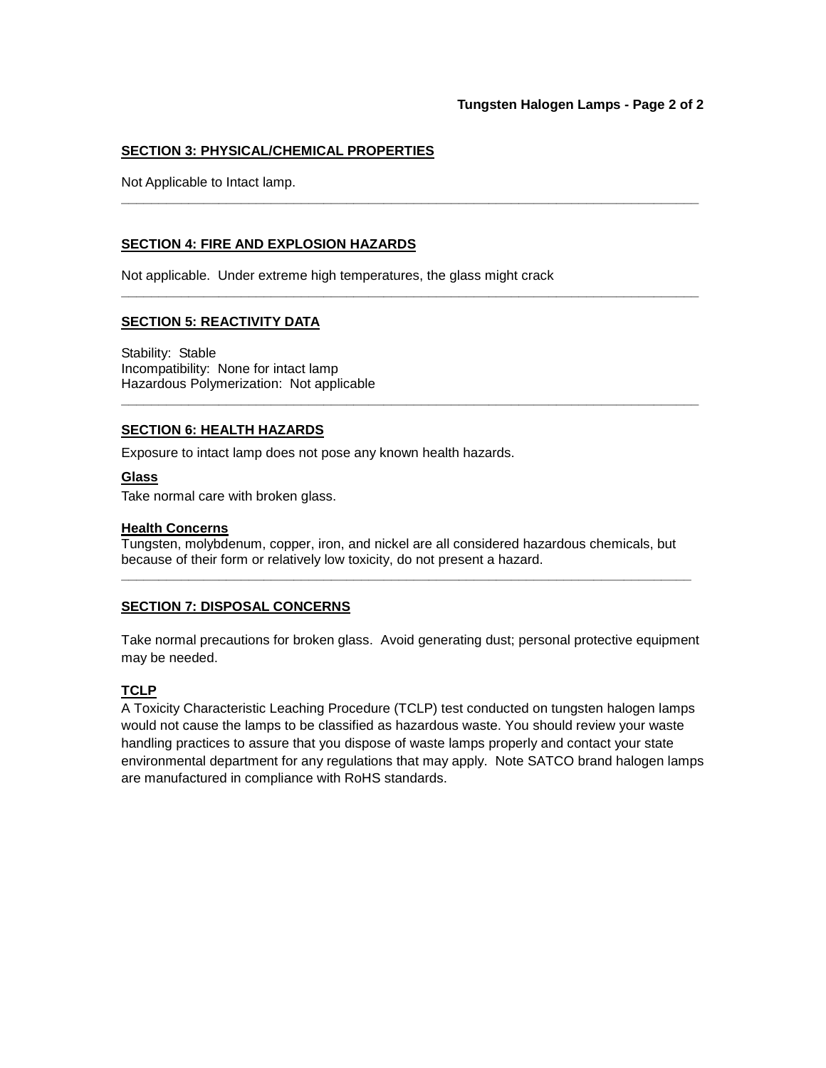## SECTION 3: PHYSICAL/CHEMICAL PROPERTIES

Not Applicable to Intact lamp.

---

## SECTION 4: FIRE AND EXPLOSION HAZARDS

Not applicable. Under extreme high temperatures, the glass might crack

---

## SECTION 5: REACTIVITY DATA

Stability: Stable
Incompatibility: None for intact lamp
Hazardous Polymerization: Not applicable

---

## SECTION 6: HEALTH HAZARDS

Exposure to intact lamp does not pose any known health hazards.

### Glass

Take normal care with broken glass.

### Health Concerns

Tungsten, molybdenum, copper, iron, and nickel are all considered hazardous chemicals, but because of their form or relatively low toxicity, do not present a hazard.

---

## SECTION 7: DISPOSAL CONCERNS

Take normal precautions for broken glass. Avoid generating dust; personal protective equipment may be needed.

### TCLP

A Toxicity Characteristic Leaching Procedure (TCLP) test conducted on tungsten halogen lamps would not cause the lamps to be classified as hazardous waste. You should review your waste handling practices to assure that you dispose of waste lamps properly and contact your state environmental department for any regulations that may apply. Note SATCO brand halogen lamps are manufactured in compliance with RoHS standards.